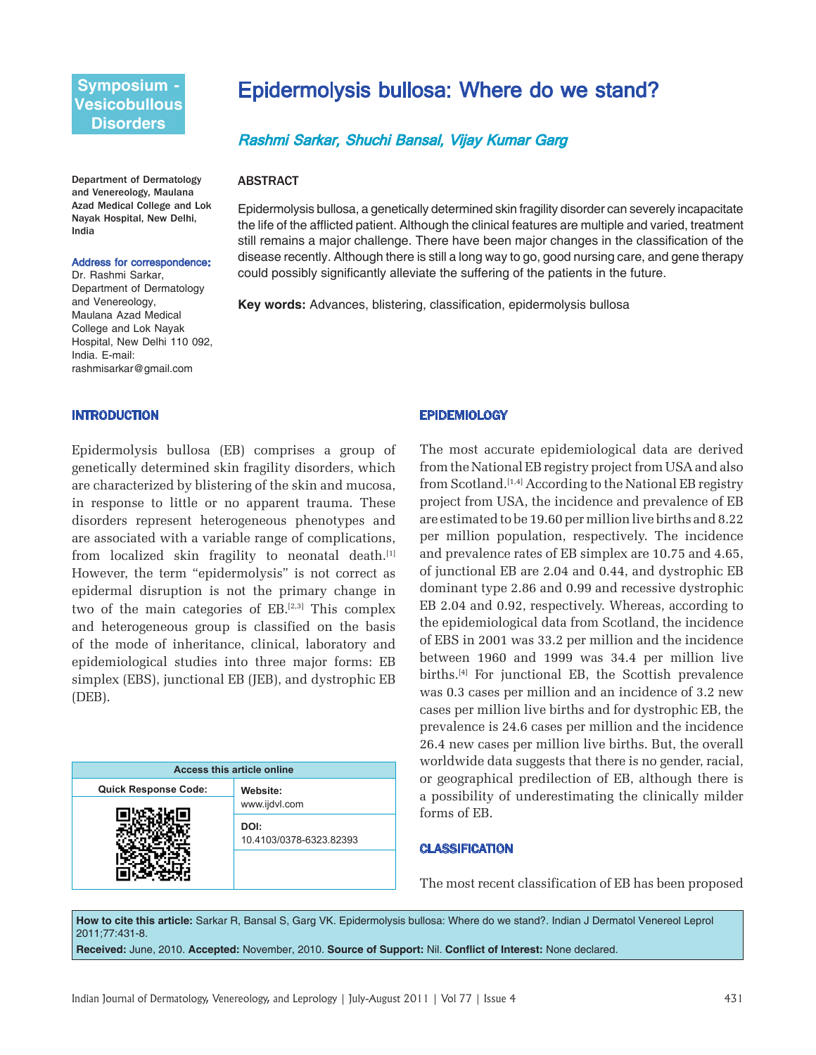Symposium - Vesicobullous Disorders

# Epidermolysis bullosa: Where do we stand?

*Rashmi Sarkar, Shuchi Bansal, Vijay Kumar Garg*

Department of Dermatology and Venereology, Maulana Azad Medical College and Lok Nayak Hospital, New Delhi, India

**Address for correspondence:** Dr. Rashmi Sarkar, Department of Dermatology and Venereology, Maulana Azad Medical College and Lok Nayak Hospital, New Delhi 110 092, India. E-mail: rashmisarkar@gmail.com

## ABSTRACT

Epidermolysis bullosa, a genetically determined skin fragility disorder can severely incapacitate the life of the afflicted patient. Although the clinical features are multiple and varied, treatment still remains a major challenge. There have been major changes in the classification of the disease recently. Although there is still a long way to go, good nursing care, and gene therapy could possibly significantly alleviate the suffering of the patients in the future.

**Key words:** Advances, blistering, classification, epidermolysis bullosa

## INTRODUCTION

Epidermolysis bullosa (EB) comprises a group of genetically determined skin fragility disorders, which are characterized by blistering of the skin and mucosa, in response to little or no apparent trauma. These disorders represent heterogeneous phenotypes and are associated with a variable range of complications, from localized skin fragility to neonatal death.[1] However, the term "epidermolysis" is not correct as epidermal disruption is not the primary change in two of the main categories of EB.[2,3] This complex and heterogeneous group is classified on the basis of the mode of inheritance, clinical, laboratory and epidemiological studies into three major forms: EB simplex (EBS), junctional EB (JEB), and dystrophic EB (DEB).

| Access this article online | |
|---|---|
| Quick Response Code: | Website: www.ijdvl.com |
| | DOI: 10.4103/0378-6323.82393 |

## EPIDEMIOLOGY

The most accurate epidemiological data are derived from the National EB registry project from USA and also from Scotland.[1,4] According to the National EB registry project from USA, the incidence and prevalence of EB are estimated to be 19.60 per million live births and 8.22 per million population, respectively. The incidence and prevalence rates of EB simplex are 10.75 and 4.65, of junctional EB are 2.04 and 0.44, and dystrophic EB dominant type 2.86 and 0.99 and recessive dystrophic EB 2.04 and 0.92, respectively. Whereas, according to the epidemiological data from Scotland, the incidence of EBS in 2001 was 33.2 per million and the incidence between 1960 and 1999 was 34.4 per million live births.[4] For junctional EB, the Scottish prevalence was 0.3 cases per million and an incidence of 3.2 new cases per million live births and for dystrophic EB, the prevalence is 24.6 cases per million and the incidence 26.4 new cases per million live births. But, the overall worldwide data suggests that there is no gender, racial, or geographical predilection of EB, although there is a possibility of underestimating the clinically milder forms of EB.

## CLASSIFICATION

The most recent classification of EB has been proposed

**How to cite this article:** Sarkar R, Bansal S, Garg VK. Epidermolysis bullosa: Where do we stand?. Indian J Dermatol Venereol Leprol 2011;77:431-8.

**Received:** June, 2010. **Accepted:** November, 2010. **Source of Support:** Nil. **Conflict of Interest:** None declared.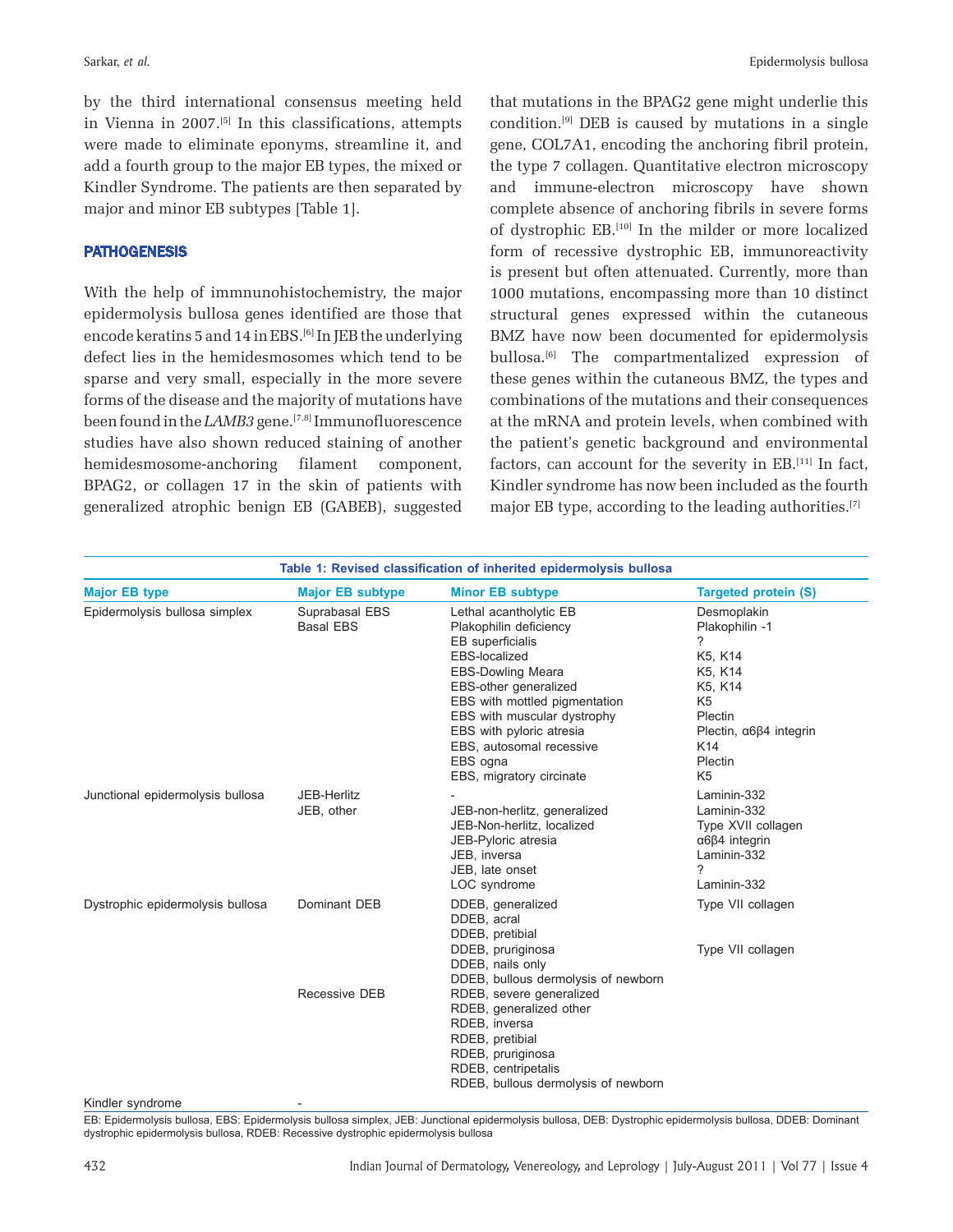by the third international consensus meeting held in Vienna in 2007.[5] In this classifications, attempts were made to eliminate eponyms, streamline it, and add a fourth group to the major EB types, the mixed or Kindler Syndrome. The patients are then separated by major and minor EB subtypes [Table 1].

## PATHOGENESIS

With the help of immnunohistochemistry, the major epidermolysis bullosa genes identified are those that encode keratins 5 and 14 in EBS.[6] In JEB the underlying defect lies in the hemidesmosomes which tend to be sparse and very small, especially in the more severe forms of the disease and the majority of mutations have been found in the *LAMB3* gene.[7,8] Immunofluorescence studies have also shown reduced staining of another hemidesmosome-anchoring filament component, BPAG2, or collagen 17 in the skin of patients with generalized atrophic benign EB (GABEB), suggested that mutations in the BPAG2 gene might underlie this condition.[9] DEB is caused by mutations in a single gene, COL7A1, encoding the anchoring fibril protein, the type 7 collagen. Quantitative electron microscopy and immune-electron microscopy have shown complete absence of anchoring fibrils in severe forms of dystrophic EB.[10] In the milder or more localized form of recessive dystrophic EB, immunoreactivity is present but often attenuated. Currently, more than 1000 mutations, encompassing more than 10 distinct structural genes expressed within the cutaneous BMZ have now been documented for epidermolysis bullosa.[6] The compartmentalized expression of these genes within the cutaneous BMZ, the types and combinations of the mutations and their consequences at the mRNA and protein levels, when combined with the patient's genetic background and environmental factors, can account for the severity in EB.[11] In fact, Kindler syndrome has now been included as the fourth major EB type, according to the leading authorities.[7]

**Table 1: Revised classification of inherited epidermolysis bullosa**

| Major EB type | Major EB subtype | Minor EB subtype | Targeted protein (S) |
|---|---|---|---|
| Epidermolysis bullosa simplex | Suprabasal EBS | Lethal acantholytic EB | Desmoplakin |
| | Basal EBS | Plakophilin deficiency | Plakophilin -1 |
| | | EB superficialis | ? |
| | | EBS-localized | K5, K14 |
| | | EBS-Dowling Meara | K5, K14 |
| | | EBS-other generalized | K5, K14 |
| | | EBS with mottled pigmentation | K5 |
| | | EBS with muscular dystrophy | Plectin |
| | | EBS with pyloric atresia | Plectin, α6β4 integrin |
| | | EBS, autosomal recessive | K14 |
| | | EBS ogna | Plectin |
| | | EBS, migratory circinate | K5 |
| Junctional epidermolysis bullosa | JEB-Herlitz | - | Laminin-332 |
| | JEB, other | JEB-non-herlitz, generalized | Laminin-332 |
| | | JEB-Non-herlitz, localized | Type XVII collagen |
| | | JEB-Pyloric atresia | α6β4 integrin |
| | | JEB, inversa | Laminin-332 |
| | | JEB, late onset | ? |
| | | LOC syndrome | Laminin-332 |
| Dystrophic epidermolysis bullosa | Dominant DEB | DDEB, generalized | Type VII collagen |
| | | DDEB, acral | |
| | | DDEB, pretibial | |
| | | DDEB, pruriginosa | Type VII collagen |
| | | DDEB, nails only | |
| | | DDEB, bullous dermolysis of newborn | |
| | Recessive DEB | RDEB, severe generalized | |
| | | RDEB, generalized other | |
| | | RDEB, inversa | |
| | | RDEB, pretibial | |
| | | RDEB, pruriginosa | |
| | | RDEB, centripetalis | |
| | | RDEB, bullous dermolysis of newborn | |
| Kindler syndrome | - | | |

EB: Epidermolysis bullosa, EBS: Epidermolysis bullosa simplex, JEB: Junctional epidermolysis bullosa, DEB: Dystrophic epidermolysis bullosa, DDEB: Dominant dystrophic epidermolysis bullosa, RDEB: Recessive dystrophic epidermolysis bullosa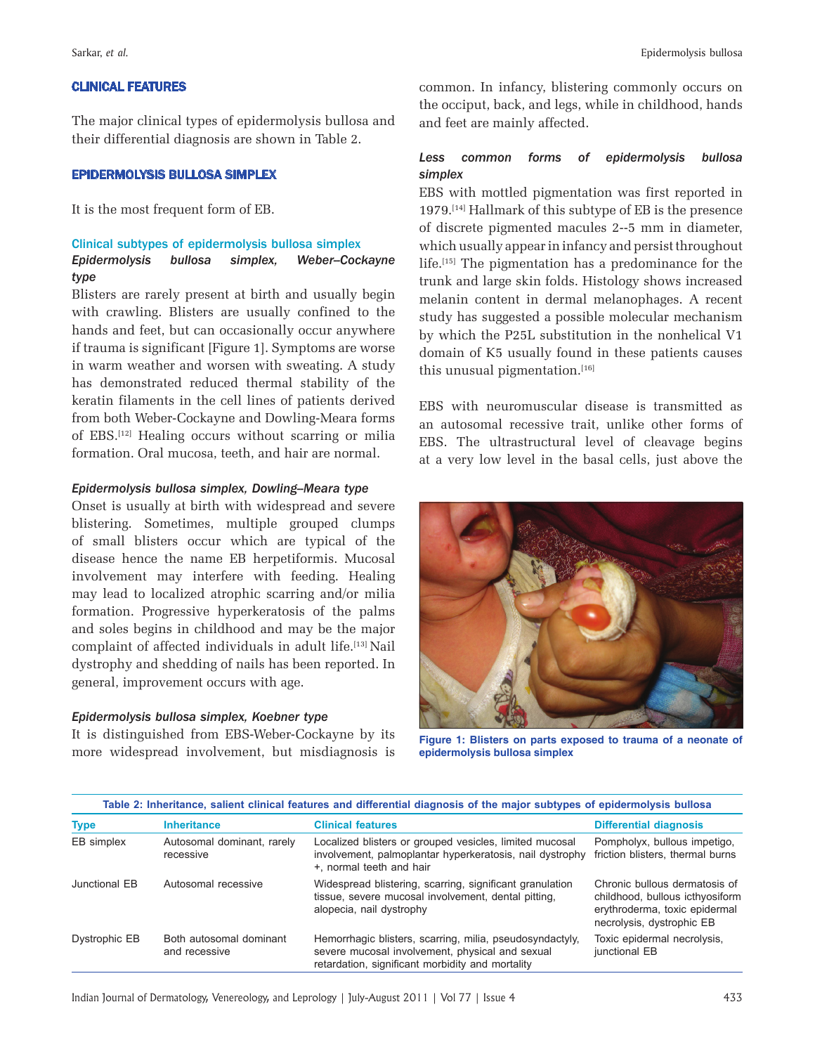## CLINICAL FEATURES

The major clinical types of epidermolysis bullosa and their differential diagnosis are shown in Table 2.

## EPIDERMOLYSIS BULLOSA SIMPLEX

It is the most frequent form of EB.

### Clinical subtypes of epidermolysis bullosa simplex

#### *Epidermolysis bullosa simplex, Weber–Cockayne type*

Blisters are rarely present at birth and usually begin with crawling. Blisters are usually confined to the hands and feet, but can occasionally occur anywhere if trauma is significant [Figure 1]. Symptoms are worse in warm weather and worsen with sweating. A study has demonstrated reduced thermal stability of the keratin filaments in the cell lines of patients derived from both Weber-Cockayne and Dowling-Meara forms of EBS.[12] Healing occurs without scarring or milia formation. Oral mucosa, teeth, and hair are normal.

#### *Epidermolysis bullosa simplex, Dowling–Meara type*

Onset is usually at birth with widespread and severe blistering. Sometimes, multiple grouped clumps of small blisters occur which are typical of the disease hence the name EB herpetiformis. Mucosal involvement may interfere with feeding. Healing may lead to localized atrophic scarring and/or milia formation. Progressive hyperkeratosis of the palms and soles begins in childhood and may be the major complaint of affected individuals in adult life.[13] Nail dystrophy and shedding of nails has been reported. In general, improvement occurs with age.

#### *Epidermolysis bullosa simplex, Koebner type*

It is distinguished from EBS-Weber-Cockayne by its more widespread involvement, but misdiagnosis is common. In infancy, blistering commonly occurs on the occiput, back, and legs, while in childhood, hands and feet are mainly affected.

#### *Less common forms of epidermolysis bullosa simplex*

EBS with mottled pigmentation was first reported in 1979.[14] Hallmark of this subtype of EB is the presence of discrete pigmented macules 2--5 mm in diameter, which usually appear in infancy and persist throughout life.[15] The pigmentation has a predominance for the trunk and large skin folds. Histology shows increased melanin content in dermal melanophages. A recent study has suggested a possible molecular mechanism by which the P25L substitution in the nonhelical V1 domain of K5 usually found in these patients causes this unusual pigmentation.[16]

EBS with neuromuscular disease is transmitted as an autosomal recessive trait, unlike other forms of EBS. The ultrastructural level of cleavage begins at a very low level in the basal cells, just above the

**Figure 1: Blisters on parts exposed to trauma of a neonate of epidermolysis bullosa simplex**

**Table 2: Inheritance, salient clinical features and differential diagnosis of the major subtypes of epidermolysis bullosa**

| Type | Inheritance | Clinical features | Differential diagnosis |
|---|---|---|---|
| EB simplex | Autosomal dominant, rarely recessive | Localized blisters or grouped vesicles, limited mucosal involvement, palmoplantar hyperkeratosis, nail dystrophy +, normal teeth and hair | Pompholyx, bullous impetigo, friction blisters, thermal burns |
| Junctional EB | Autosomal recessive | Widespread blistering, scarring, significant granulation tissue, severe mucosal involvement, dental pitting, alopecia, nail dystrophy | Chronic bullous dermatosis of childhood, bullous icthyosiform erythroderma, toxic epidermal necrolysis, dystrophic EB |
| Dystrophic EB | Both autosomal dominant and recessive | Hemorrhagic blisters, scarring, milia, pseudosyndactyly, severe mucosal involvement, physical and sexual retardation, significant morbidity and mortality | Toxic epidermal necrolysis, junctional EB |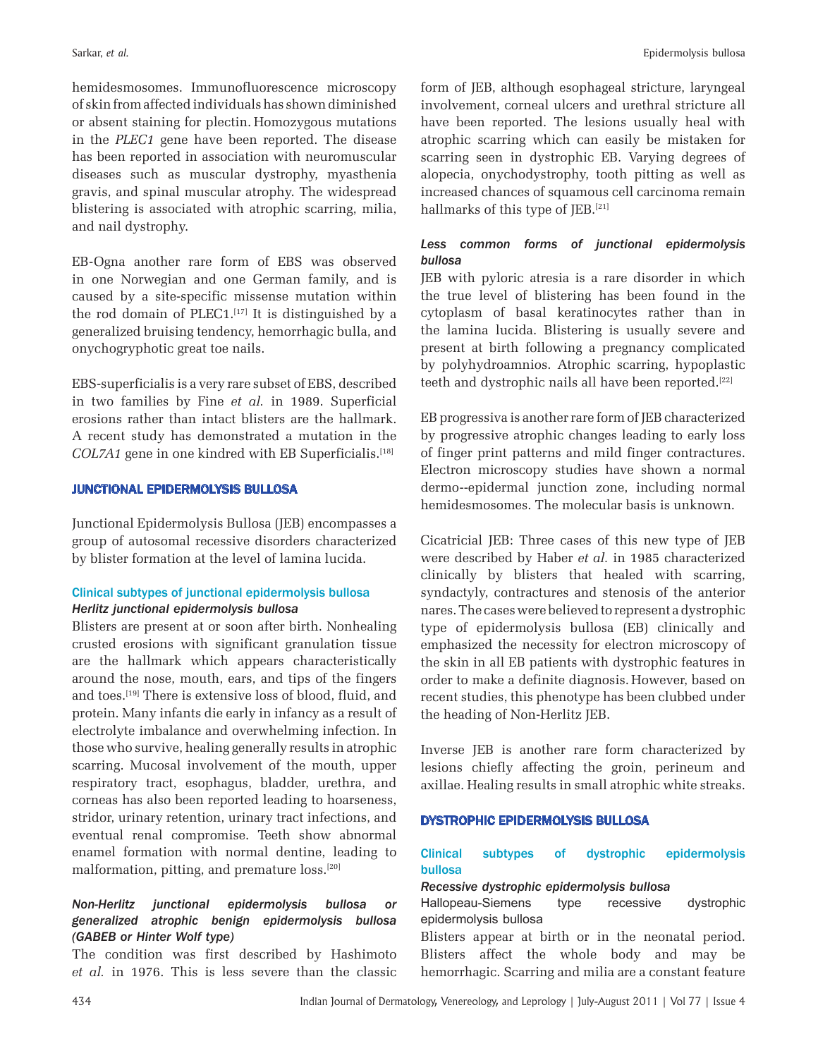hemidesmosomes. Immunofluorescence microscopy of skin from affected individuals has shown diminished or absent staining for plectin. Homozygous mutations in the *PLEC1* gene have been reported. The disease has been reported in association with neuromuscular diseases such as muscular dystrophy, myasthenia gravis, and spinal muscular atrophy. The widespread blistering is associated with atrophic scarring, milia, and nail dystrophy.

EB-Ogna another rare form of EBS was observed in one Norwegian and one German family, and is caused by a site-specific missense mutation within the rod domain of PLEC1.[17] It is distinguished by a generalized bruising tendency, hemorrhagic bulla, and onychogryphotic great toe nails.

EBS-superficialis is a very rare subset of EBS, described in two families by Fine *et al.* in 1989. Superficial erosions rather than intact blisters are the hallmark. A recent study has demonstrated a mutation in the *COL7A1* gene in one kindred with EB Superficialis.[18]

## JUNCTIONAL EPIDERMOLYSIS BULLOSA

Junctional Epidermolysis Bullosa (JEB) encompasses a group of autosomal recessive disorders characterized by blister formation at the level of lamina lucida.

### Clinical subtypes of junctional epidermolysis bullosa

#### *Herlitz junctional epidermolysis bullosa*

Blisters are present at or soon after birth. Nonhealing crusted erosions with significant granulation tissue are the hallmark which appears characteristically around the nose, mouth, ears, and tips of the fingers and toes.[19] There is extensive loss of blood, fluid, and protein. Many infants die early in infancy as a result of electrolyte imbalance and overwhelming infection. In those who survive, healing generally results in atrophic scarring. Mucosal involvement of the mouth, upper respiratory tract, esophagus, bladder, urethra, and corneas has also been reported leading to hoarseness, stridor, urinary retention, urinary tract infections, and eventual renal compromise. Teeth show abnormal enamel formation with normal dentine, leading to malformation, pitting, and premature loss.[20]

#### *Non-Herlitz junctional epidermolysis bullosa or generalized atrophic benign epidermolysis bullosa (GABEB or Hinter Wolf type)*

The condition was first described by Hashimoto *et al.* in 1976. This is less severe than the classic form of JEB, although esophageal stricture, laryngeal involvement, corneal ulcers and urethral stricture all have been reported. The lesions usually heal with atrophic scarring which can easily be mistaken for scarring seen in dystrophic EB. Varying degrees of alopecia, onychodystrophy, tooth pitting as well as increased chances of squamous cell carcinoma remain hallmarks of this type of JEB.[21]

#### *Less common forms of junctional epidermolysis bullosa*

JEB with pyloric atresia is a rare disorder in which the true level of blistering has been found in the cytoplasm of basal keratinocytes rather than in the lamina lucida. Blistering is usually severe and present at birth following a pregnancy complicated by polyhydroamnios. Atrophic scarring, hypoplastic teeth and dystrophic nails all have been reported.[22]

EB progressiva is another rare form of JEB characterized by progressive atrophic changes leading to early loss of finger print patterns and mild finger contractures. Electron microscopy studies have shown a normal dermo--epidermal junction zone, including normal hemidesmosomes. The molecular basis is unknown.

Cicatricial JEB: Three cases of this new type of JEB were described by Haber *et al.* in 1985 characterized clinically by blisters that healed with scarring, syndactyly, contractures and stenosis of the anterior nares. The cases were believed to represent a dystrophic type of epidermolysis bullosa (EB) clinically and emphasized the necessity for electron microscopy of the skin in all EB patients with dystrophic features in order to make a definite diagnosis. However, based on recent studies, this phenotype has been clubbed under the heading of Non-Herlitz JEB.

Inverse JEB is another rare form characterized by lesions chiefly affecting the groin, perineum and axillae. Healing results in small atrophic white streaks.

## DYSTROPHIC EPIDERMOLYSIS BULLOSA

### Clinical subtypes of dystrophic epidermolysis bullosa

#### *Recessive dystrophic epidermolysis bullosa*

Hallopeau-Siemens type recessive dystrophic epidermolysis bullosa

Blisters appear at birth or in the neonatal period. Blisters affect the whole body and may be hemorrhagic. Scarring and milia are a constant feature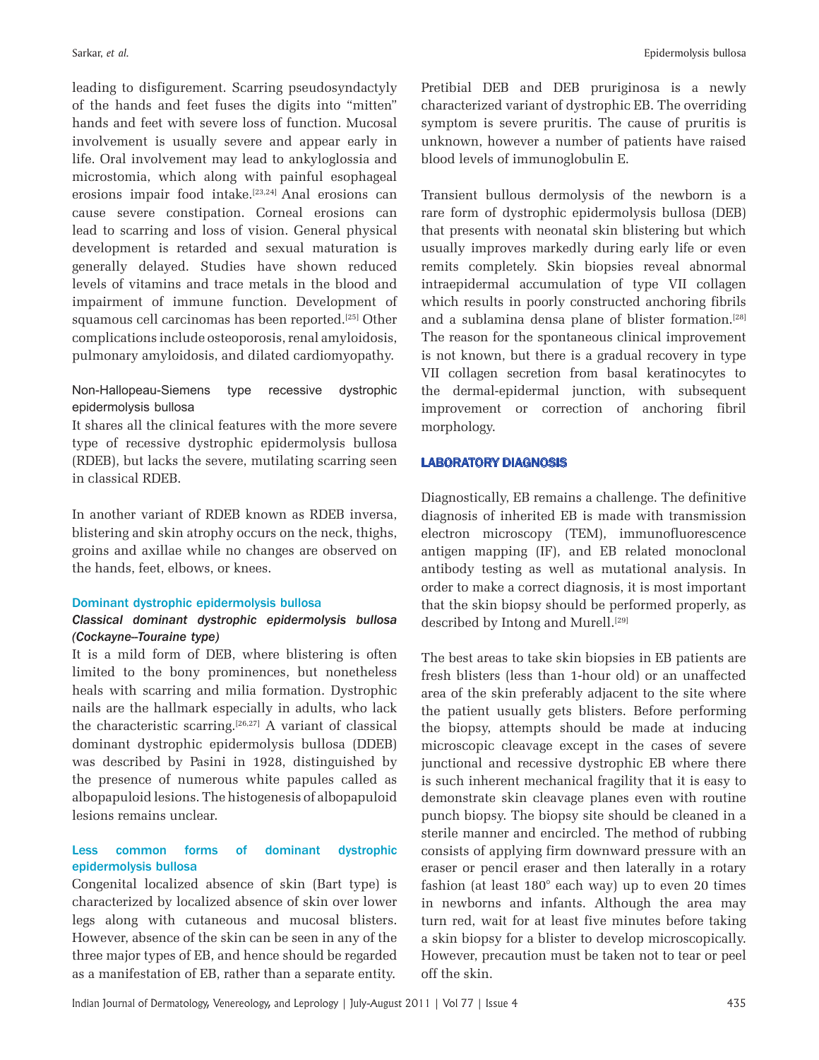leading to disfigurement. Scarring pseudosyndactyly of the hands and feet fuses the digits into "mitten" hands and feet with severe loss of function. Mucosal involvement is usually severe and appear early in life. Oral involvement may lead to ankyloglossia and microstomia, which along with painful esophageal erosions impair food intake.[23,24] Anal erosions can cause severe constipation. Corneal erosions can lead to scarring and loss of vision. General physical development is retarded and sexual maturation is generally delayed. Studies have shown reduced levels of vitamins and trace metals in the blood and impairment of immune function. Development of squamous cell carcinomas has been reported.[25] Other complications include osteoporosis, renal amyloidosis, pulmonary amyloidosis, and dilated cardiomyopathy.

#### Non-Hallopeau-Siemens type recessive dystrophic epidermolysis bullosa

It shares all the clinical features with the more severe type of recessive dystrophic epidermolysis bullosa (RDEB), but lacks the severe, mutilating scarring seen in classical RDEB.

In another variant of RDEB known as RDEB inversa, blistering and skin atrophy occurs on the neck, thighs, groins and axillae while no changes are observed on the hands, feet, elbows, or knees.

### Dominant dystrophic epidermolysis bullosa

#### *Classical dominant dystrophic epidermolysis bullosa (Cockayne–Touraine type)*

It is a mild form of DEB, where blistering is often limited to the bony prominences, but nonetheless heals with scarring and milia formation. Dystrophic nails are the hallmark especially in adults, who lack the characteristic scarring.[26,27] A variant of classical dominant dystrophic epidermolysis bullosa (DDEB) was described by Pasini in 1928, distinguished by the presence of numerous white papules called as albopapuloid lesions. The histogenesis of albopapuloid lesions remains unclear.

### Less common forms of dominant dystrophic epidermolysis bullosa

Congenital localized absence of skin (Bart type) is characterized by localized absence of skin over lower legs along with cutaneous and mucosal blisters. However, absence of the skin can be seen in any of the three major types of EB, and hence should be regarded as a manifestation of EB, rather than a separate entity.

Pretibial DEB and DEB pruriginosa is a newly characterized variant of dystrophic EB. The overriding symptom is severe pruritis. The cause of pruritis is unknown, however a number of patients have raised blood levels of immunoglobulin E.

Transient bullous dermolysis of the newborn is a rare form of dystrophic epidermolysis bullosa (DEB) that presents with neonatal skin blistering but which usually improves markedly during early life or even remits completely. Skin biopsies reveal abnormal intraepidermal accumulation of type VII collagen which results in poorly constructed anchoring fibrils and a sublamina densa plane of blister formation.[28] The reason for the spontaneous clinical improvement is not known, but there is a gradual recovery in type VII collagen secretion from basal keratinocytes to the dermal-epidermal junction, with subsequent improvement or correction of anchoring fibril morphology.

## LABORATORY DIAGNOSIS

Diagnostically, EB remains a challenge. The definitive diagnosis of inherited EB is made with transmission electron microscopy (TEM), immunofluorescence antigen mapping (IF), and EB related monoclonal antibody testing as well as mutational analysis. In order to make a correct diagnosis, it is most important that the skin biopsy should be performed properly, as described by Intong and Murell.[29]

The best areas to take skin biopsies in EB patients are fresh blisters (less than 1-hour old) or an unaffected area of the skin preferably adjacent to the site where the patient usually gets blisters. Before performing the biopsy, attempts should be made at inducing microscopic cleavage except in the cases of severe junctional and recessive dystrophic EB where there is such inherent mechanical fragility that it is easy to demonstrate skin cleavage planes even with routine punch biopsy. The biopsy site should be cleaned in a sterile manner and encircled. The method of rubbing consists of applying firm downward pressure with an eraser or pencil eraser and then laterally in a rotary fashion (at least 180° each way) up to even 20 times in newborns and infants. Although the area may turn red, wait for at least five minutes before taking a skin biopsy for a blister to develop microscopically. However, precaution must be taken not to tear or peel off the skin.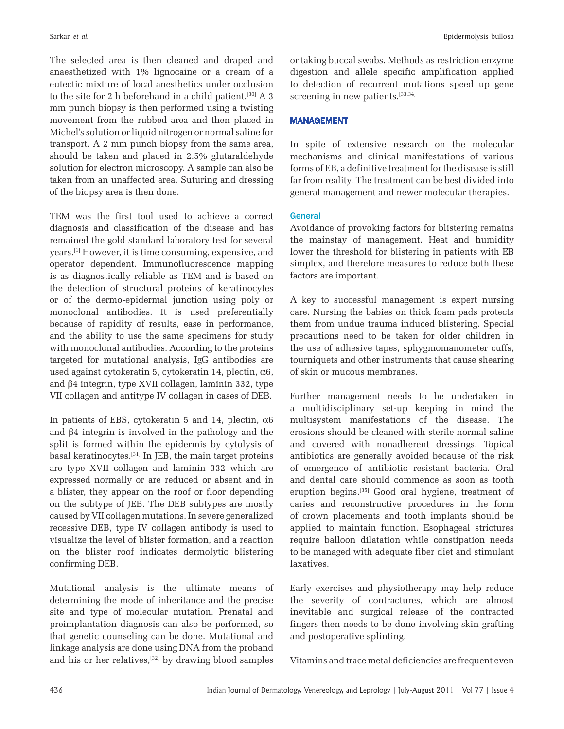The selected area is then cleaned and draped and anaesthetized with 1% lignocaine or a cream of a eutectic mixture of local anesthetics under occlusion to the site for 2 h beforehand in a child patient.[30] A 3 mm punch biopsy is then performed using a twisting movement from the rubbed area and then placed in Michel's solution or liquid nitrogen or normal saline for transport. A 2 mm punch biopsy from the same area, should be taken and placed in 2.5% glutaraldehyde solution for electron microscopy. A sample can also be taken from an unaffected area. Suturing and dressing of the biopsy area is then done.

TEM was the first tool used to achieve a correct diagnosis and classification of the disease and has remained the gold standard laboratory test for several years.[1] However, it is time consuming, expensive, and operator dependent. Immunofluorescence mapping is as diagnostically reliable as TEM and is based on the detection of structural proteins of keratinocytes or of the dermo-epidermal junction using poly or monoclonal antibodies. It is used preferentially because of rapidity of results, ease in performance, and the ability to use the same specimens for study with monoclonal antibodies. According to the proteins targeted for mutational analysis, IgG antibodies are used against cytokeratin 5, cytokeratin 14, plectin, α6, and β4 integrin, type XVII collagen, laminin 332, type VII collagen and antitype IV collagen in cases of DEB.

In patients of EBS, cytokeratin 5 and 14, plectin, α6 and β4 integrin is involved in the pathology and the split is formed within the epidermis by cytolysis of basal keratinocytes.[31] In JEB, the main target proteins are type XVII collagen and laminin 332 which are expressed normally or are reduced or absent and in a blister, they appear on the roof or floor depending on the subtype of JEB. The DEB subtypes are mostly caused by VII collagen mutations. In severe generalized recessive DEB, type IV collagen antibody is used to visualize the level of blister formation, and a reaction on the blister roof indicates dermolytic blistering confirming DEB.

Mutational analysis is the ultimate means of determining the mode of inheritance and the precise site and type of molecular mutation. Prenatal and preimplantation diagnosis can also be performed, so that genetic counseling can be done. Mutational and linkage analysis are done using DNA from the proband and his or her relatives,[32] by drawing blood samples or taking buccal swabs. Methods as restriction enzyme digestion and allele specific amplification applied to detection of recurrent mutations speed up gene screening in new patients.[33,34]

## MANAGEMENT

In spite of extensive research on the molecular mechanisms and clinical manifestations of various forms of EB, a definitive treatment for the disease is still far from reality. The treatment can be best divided into general management and newer molecular therapies.

### General

Avoidance of provoking factors for blistering remains the mainstay of management. Heat and humidity lower the threshold for blistering in patients with EB simplex, and therefore measures to reduce both these factors are important.

A key to successful management is expert nursing care. Nursing the babies on thick foam pads protects them from undue trauma induced blistering. Special precautions need to be taken for older children in the use of adhesive tapes, sphygmomanometer cuffs, tourniquets and other instruments that cause shearing of skin or mucous membranes.

Further management needs to be undertaken in a multidisciplinary set-up keeping in mind the multisystem manifestations of the disease. The erosions should be cleaned with sterile normal saline and covered with nonadherent dressings. Topical antibiotics are generally avoided because of the risk of emergence of antibiotic resistant bacteria. Oral and dental care should commence as soon as tooth eruption begins.[35] Good oral hygiene, treatment of caries and reconstructive procedures in the form of crown placements and tooth implants should be applied to maintain function. Esophageal strictures require balloon dilatation while constipation needs to be managed with adequate fiber diet and stimulant laxatives.

Early exercises and physiotherapy may help reduce the severity of contractures, which are almost inevitable and surgical release of the contracted fingers then needs to be done involving skin grafting and postoperative splinting.

Vitamins and trace metal deficiencies are frequent even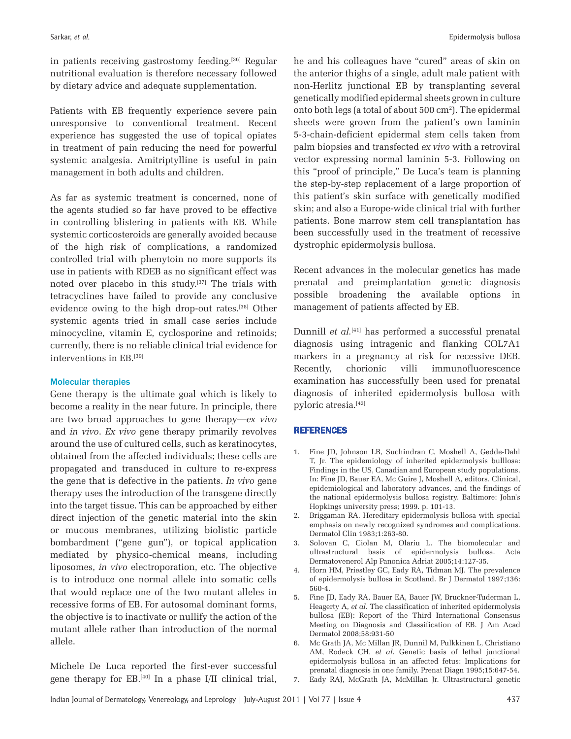in patients receiving gastrostomy feeding.[36] Regular nutritional evaluation is therefore necessary followed by dietary advice and adequate supplementation.

Patients with EB frequently experience severe pain unresponsive to conventional treatment. Recent experience has suggested the use of topical opiates in treatment of pain reducing the need for powerful systemic analgesia. Amitriptylline is useful in pain management in both adults and children.

As far as systemic treatment is concerned, none of the agents studied so far have proved to be effective in controlling blistering in patients with EB. While systemic corticosteroids are generally avoided because of the high risk of complications, a randomized controlled trial with phenytoin no more supports its use in patients with RDEB as no significant effect was noted over placebo in this study.[37] The trials with tetracyclines have failed to provide any conclusive evidence owing to the high drop-out rates.[38] Other systemic agents tried in small case series include minocycline, vitamin E, cyclosporine and retinoids; currently, there is no reliable clinical trial evidence for interventions in EB.[39]

### Molecular therapies

Gene therapy is the ultimate goal which is likely to become a reality in the near future. In principle, there are two broad approaches to gene therapy—*ex vivo* and *in vivo*. *Ex vivo* gene therapy primarily revolves around the use of cultured cells, such as keratinocytes, obtained from the affected individuals; these cells are propagated and transduced in culture to re-express the gene that is defective in the patients. *In vivo* gene therapy uses the introduction of the transgene directly into the target tissue. This can be approached by either direct injection of the genetic material into the skin or mucous membranes, utilizing biolistic particle bombardment ("gene gun"), or topical application mediated by physico-chemical means, including liposomes, *in vivo* electroporation, etc. The objective is to introduce one normal allele into somatic cells that would replace one of the two mutant alleles in recessive forms of EB. For autosomal dominant forms, the objective is to inactivate or nullify the action of the mutant allele rather than introduction of the normal allele.

Michele De Luca reported the first-ever successful gene therapy for EB.[40] In a phase I/II clinical trial, he and his colleagues have "cured" areas of skin on the anterior thighs of a single, adult male patient with non-Herlitz junctional EB by transplanting several genetically modified epidermal sheets grown in culture onto both legs (a total of about 500 cm$^2$). The epidermal sheets were grown from the patient's own laminin 5-3-chain-deficient epidermal stem cells taken from palm biopsies and transfected *ex vivo* with a retroviral vector expressing normal laminin 5-3. Following on this "proof of principle," De Luca's team is planning the step-by-step replacement of a large proportion of this patient's skin surface with genetically modified skin; and also a Europe-wide clinical trial with further patients. Bone marrow stem cell transplantation has been successfully used in the treatment of recessive dystrophic epidermolysis bullosa.

Recent advances in the molecular genetics has made prenatal and preimplantation genetic diagnosis possible broadening the available options in management of patients affected by EB.

Dunnill *et al.*[41] has performed a successful prenatal diagnosis using intragenic and flanking COL7A1 markers in a pregnancy at risk for recessive DEB. Recently, chorionic villi immunofluorescence examination has successfully been used for prenatal diagnosis of inherited epidermolysis bullosa with pyloric atresia.[42]

## REFERENCES

1. Fine JD, Johnson LB, Suchindran C, Moshell A, Gedde-Dahl T, Jr. The epidemiology of inherited epidermolysis bulllosa: Findings in the US, Canadian and European study populations. In: Fine JD, Bauer EA, Mc Guire J, Moshell A, editors. Clinical, epidemiological and laboratory advances, and the findings of the national epidermolysis bullosa registry. Baltimore: John's Hopkings university press; 1999. p. 101-13.
2. Briggaman RA. Hereditary epidermolysis bullosa with special emphasis on newly recognized syndromes and complications. Dermatol Clin 1983;1:263-80.
3. Solovan C, Ciolan M, Olariu L. The biomolecular and ultrastructural basis of epidermolysis bullosa. Acta Dermatovenerol Alp Panonica Adriat 2005;14:127-35.
4. Horn HM, Priestley GC, Eady RA, Tidman MJ. The prevalence of epidermolysis bullosa in Scotland. Br J Dermatol 1997;136: 560-4.
5. Fine JD, Eady RA, Bauer EA, Bauer JW, Bruckner-Tuderman L, Heagerty A, *et al.* The classification of inherited epidermolysis bullosa (EB): Report of the Third International Consensus Meeting on Diagnosis and Classification of EB. J Am Acad Dermatol 2008;58:931-50
6. Mc Grath JA, Mc Millan JR, Dunnil M, Pulkkinen L, Christiano AM, Rodeck CH, *et al.* Genetic basis of lethal junctional epidermolysis bullosa in an affected fetus: Implications for prenatal diagnosis in one family. Prenat Diagn 1995;15:647-54.
7. Eady RAJ, McGrath JA, McMillan Jr. Ultrastructural genetic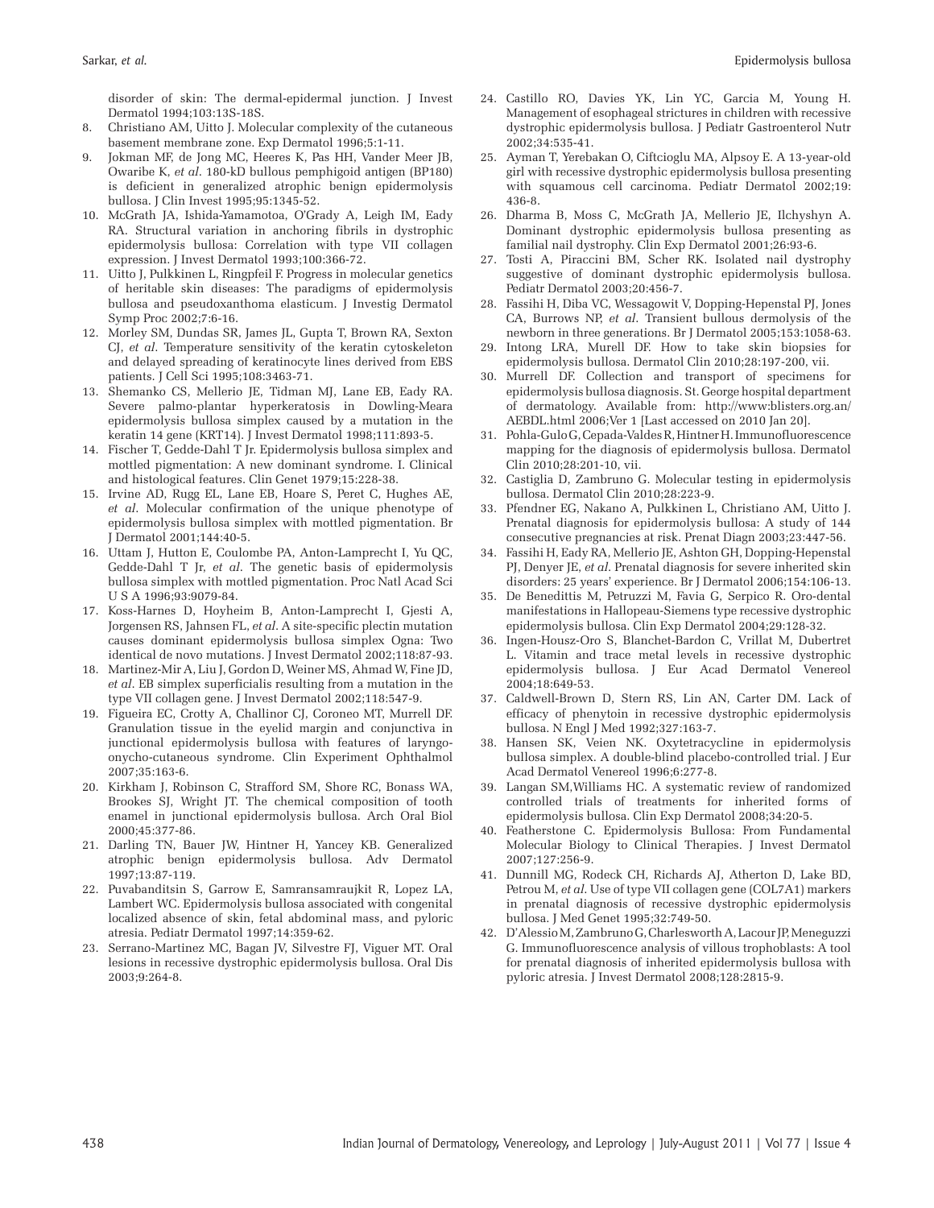disorder of skin: The dermal-epidermal junction. J Invest Dermatol 1994;103:13S-18S.

8. Christiano AM, Uitto J. Molecular complexity of the cutaneous basement membrane zone. Exp Dermatol 1996;5:1-11.
9. Jokman MF, de Jong MC, Heeres K, Pas HH, Vander Meer JB, Owaribe K, *et al*. 180-kD bullous pemphigoid antigen (BP180) is deficient in generalized atrophic benign epidermolysis bullosa. J Clin Invest 1995;95:1345-52.
10. McGrath JA, Ishida-Yamamotoa, O'Grady A, Leigh IM, Eady RA. Structural variation in anchoring fibrils in dystrophic epidermolysis bullosa: Correlation with type VII collagen expression. J Invest Dermatol 1993;100:366-72.
11. Uitto J, Pulkkinen L, Ringpfeil F. Progress in molecular genetics of heritable skin diseases: The paradigms of epidermolysis bullosa and pseudoxanthoma elasticum. J Investig Dermatol Symp Proc 2002;7:6-16.
12. Morley SM, Dundas SR, James JL, Gupta T, Brown RA, Sexton CJ, *et al*. Temperature sensitivity of the keratin cytoskeleton and delayed spreading of keratinocyte lines derived from EBS patients. J Cell Sci 1995;108:3463-71.
13. Shemanko CS, Mellerio JE, Tidman MJ, Lane EB, Eady RA. Severe palmo-plantar hyperkeratosis in Dowling-Meara epidermolysis bullosa simplex caused by a mutation in the keratin 14 gene (KRT14). J Invest Dermatol 1998;111:893-5.
14. Fischer T, Gedde-Dahl T Jr. Epidermolysis bullosa simplex and mottled pigmentation: A new dominant syndrome. I. Clinical and histological features. Clin Genet 1979;15:228-38.
15. Irvine AD, Rugg EL, Lane EB, Hoare S, Peret C, Hughes AE, *et al*. Molecular confirmation of the unique phenotype of epidermolysis bullosa simplex with mottled pigmentation. Br J Dermatol 2001;144:40-5.
16. Uttam J, Hutton E, Coulombe PA, Anton-Lamprecht I, Yu QC, Gedde-Dahl T Jr, *et al*. The genetic basis of epidermolysis bullosa simplex with mottled pigmentation. Proc Natl Acad Sci U S A 1996;93:9079-84.
17. Koss-Harnes D, Hoyheim B, Anton-Lamprecht I, Gjesti A, Jorgensen RS, Jahnsen FL, *et al*. A site-specific plectin mutation causes dominant epidermolysis bullosa simplex Ogna: Two identical de novo mutations. J Invest Dermatol 2002;118:87-93.
18. Martinez-Mir A, Liu J, Gordon D, Weiner MS, Ahmad W, Fine JD, *et al*. EB simplex superficialis resulting from a mutation in the type VII collagen gene. J Invest Dermatol 2002;118:547-9.
19. Figueira EC, Crotty A, Challinor CJ, Coroneo MT, Murrell DF. Granulation tissue in the eyelid margin and conjunctiva in junctional epidermolysis bullosa with features of laryngo-onycho-cutaneous syndrome. Clin Experiment Ophthalmol 2007;35:163-6.
20. Kirkham J, Robinson C, Strafford SM, Shore RC, Bonass WA, Brookes SJ, Wright JT. The chemical composition of tooth enamel in junctional epidermolysis bullosa. Arch Oral Biol 2000;45:377-86.
21. Darling TN, Bauer JW, Hintner H, Yancey KB. Generalized atrophic benign epidermolysis bullosa. Adv Dermatol 1997;13:87-119.
22. Puvabanditsin S, Garrow E, Samransamraujkit R, Lopez LA, Lambert WC. Epidermolysis bullosa associated with congenital localized absence of skin, fetal abdominal mass, and pyloric atresia. Pediatr Dermatol 1997;14:359-62.
23. Serrano-Martinez MC, Bagan JV, Silvestre FJ, Viguer MT. Oral lesions in recessive dystrophic epidermolysis bullosa. Oral Dis 2003;9:264-8.
24. Castillo RO, Davies YK, Lin YC, Garcia M, Young H. Management of esophageal strictures in children with recessive dystrophic epidermolysis bullosa. J Pediatr Gastroenterol Nutr 2002;34:535-41.
25. Ayman T, Yerebakan O, Ciftcioglu MA, Alpsoy E. A 13-year-old girl with recessive dystrophic epidermolysis bullosa presenting with squamous cell carcinoma. Pediatr Dermatol 2002;19: 436-8.
26. Dharma B, Moss C, McGrath JA, Mellerio JE, Ilchyshyn A. Dominant dystrophic epidermolysis bullosa presenting as familial nail dystrophy. Clin Exp Dermatol 2001;26:93-6.
27. Tosti A, Piraccini BM, Scher RK. Isolated nail dystrophy suggestive of dominant dystrophic epidermolysis bullosa. Pediatr Dermatol 2003;20:456-7.
28. Fassihi H, Diba VC, Wessagowit V, Dopping-Hepenstal PJ, Jones CA, Burrows NP, *et al*. Transient bullous dermolysis of the newborn in three generations. Br J Dermatol 2005;153:1058-63.
29. Intong LRA, Murell DF. How to take skin biopsies for epidermolysis bullosa. Dermatol Clin 2010;28:197-200, vii.
30. Murrell DF. Collection and transport of specimens for epidermolysis bullosa diagnosis. St. George hospital department of dermatology. Available from: http://www:blisters.org.an/AEBDL.html 2006;Ver 1 [Last accessed on 2010 Jan 20].
31. Pohla-Gulo G, Cepada-Valdes R, Hintner H. Immunofluorescence mapping for the diagnosis of epidermolysis bullosa. Dermatol Clin 2010;28:201-10, vii.
32. Castiglia D, Zambruno G. Molecular testing in epidermolysis bullosa. Dermatol Clin 2010;28:223-9.
33. Pfendner EG, Nakano A, Pulkkinen L, Christiano AM, Uitto J. Prenatal diagnosis for epidermolysis bullosa: A study of 144 consecutive pregnancies at risk. Prenat Diagn 2003;23:447-56.
34. Fassihi H, Eady RA, Mellerio JE, Ashton GH, Dopping-Hepenstal PJ, Denyer JE, *et al*. Prenatal diagnosis for severe inherited skin disorders: 25 years' experience. Br J Dermatol 2006;154:106-13.
35. De Benedittis M, Petruzzi M, Favia G, Serpico R. Oro-dental manifestations in Hallopeau-Siemens type recessive dystrophic epidermolysis bullosa. Clin Exp Dermatol 2004;29:128-32.
36. Ingen-Housz-Oro S, Blanchet-Bardon C, Vrillat M, Dubertret L. Vitamin and trace metal levels in recessive dystrophic epidermolysis bullosa. J Eur Acad Dermatol Venereol 2004;18:649-53.
37. Caldwell-Brown D, Stern RS, Lin AN, Carter DM. Lack of efficacy of phenytoin in recessive dystrophic epidermolysis bullosa. N Engl J Med 1992;327:163-7.
38. Hansen SK, Veien NK. Oxytetracycline in epidermolysis bullosa simplex. A double-blind placebo-controlled trial. J Eur Acad Dermatol Venereol 1996;6:277-8.
39. Langan SM,Williams HC. A systematic review of randomized controlled trials of treatments for inherited forms of epidermolysis bullosa. Clin Exp Dermatol 2008;34:20-5.
40. Featherstone C. Epidermolysis Bullosa: From Fundamental Molecular Biology to Clinical Therapies. J Invest Dermatol 2007;127:256-9.
41. Dunnill MG, Rodeck CH, Richards AJ, Atherton D, Lake BD, Petrou M, *et al*. Use of type VII collagen gene (COL7A1) markers in prenatal diagnosis of recessive dystrophic epidermolysis bullosa. J Med Genet 1995;32:749-50.
42. D'Alessio M, Zambruno G, Charlesworth A, Lacour JP, Meneguzzi G. Immunofluorescence analysis of villous trophoblasts: A tool for prenatal diagnosis of inherited epidermolysis bullosa with pyloric atresia. J Invest Dermatol 2008;128:2815-9.